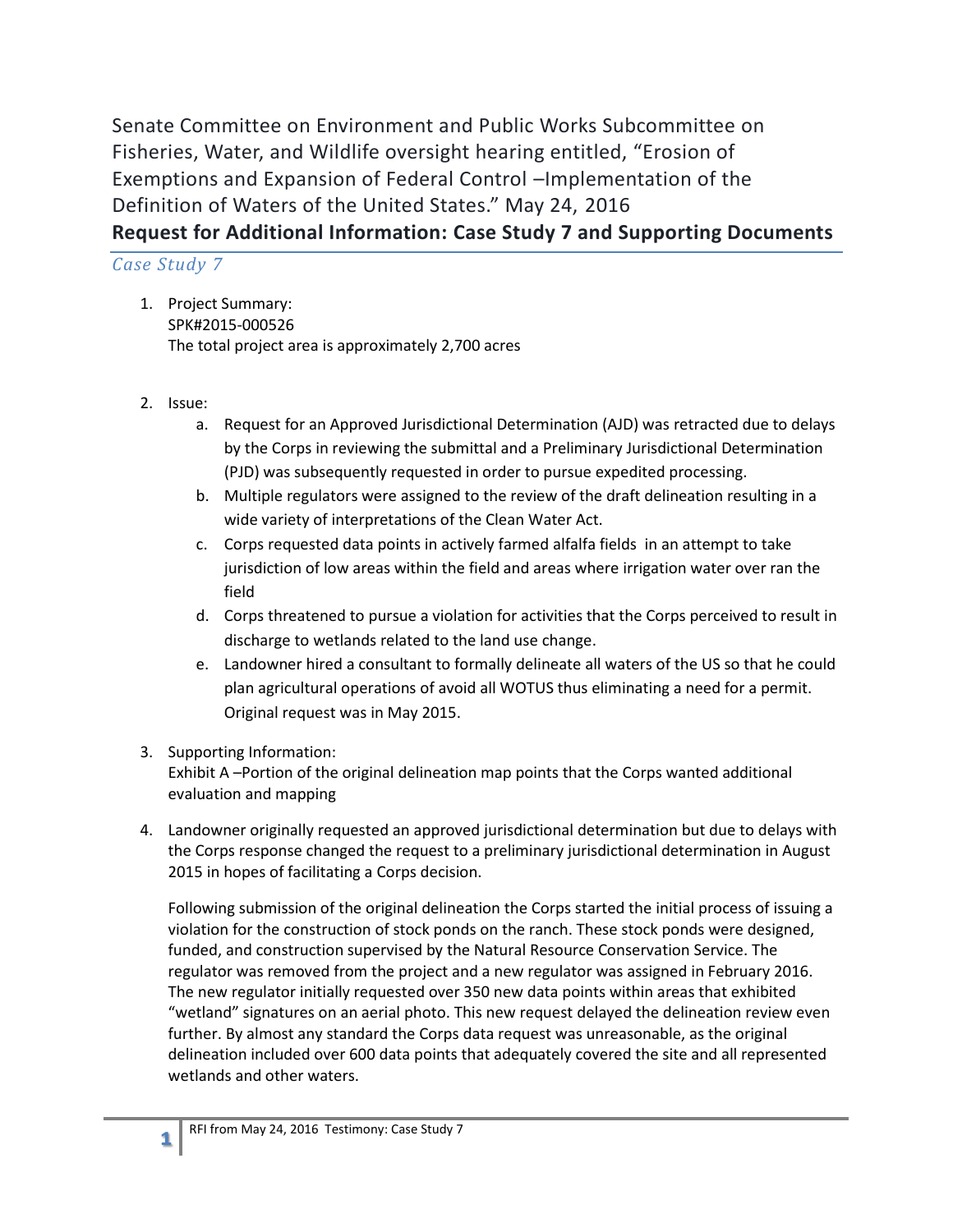Senate Committee on Environment and Public Works Subcommittee on Fisheries, Water, and Wildlife oversight hearing entitled, "Erosion of Exemptions and Expansion of Federal Control –Implementation of the Definition of Waters of the United States." May 24, 2016

# Request for Additional Information: Case Study 7 and Supporting Documents

## *Case Study 7*

1. Project Summary:
   SPK#2015-000526
   The total project area is approximately 2,700 acres

2. Issue:
   a. Request for an Approved Jurisdictional Determination (AJD) was retracted due to delays by the Corps in reviewing the submittal and a Preliminary Jurisdictional Determination (PJD) was subsequently requested in order to pursue expedited processing.
   b. Multiple regulators were assigned to the review of the draft delineation resulting in a wide variety of interpretations of the Clean Water Act.
   c. Corps requested data points in actively farmed alfalfa fields in an attempt to take jurisdiction of low areas within the field and areas where irrigation water over ran the field
   d. Corps threatened to pursue a violation for activities that the Corps perceived to result in discharge to wetlands related to the land use change.
   e. Landowner hired a consultant to formally delineate all waters of the US so that he could plan agricultural operations of avoid all WOTUS thus eliminating a need for a permit. Original request was in May 2015.

3. Supporting Information:
   Exhibit A –Portion of the original delineation map points that the Corps wanted additional evaluation and mapping

4. Landowner originally requested an approved jurisdictional determination but due to delays with the Corps response changed the request to a preliminary jurisdictional determination in August 2015 in hopes of facilitating a Corps decision.

   Following submission of the original delineation the Corps started the initial process of issuing a violation for the construction of stock ponds on the ranch. These stock ponds were designed, funded, and construction supervised by the Natural Resource Conservation Service. The regulator was removed from the project and a new regulator was assigned in February 2016. The new regulator initially requested over 350 new data points within areas that exhibited "wetland" signatures on an aerial photo. This new request delayed the delineation review even further. By almost any standard the Corps data request was unreasonable, as the original delineation included over 600 data points that adequately covered the site and all represented wetlands and other waters.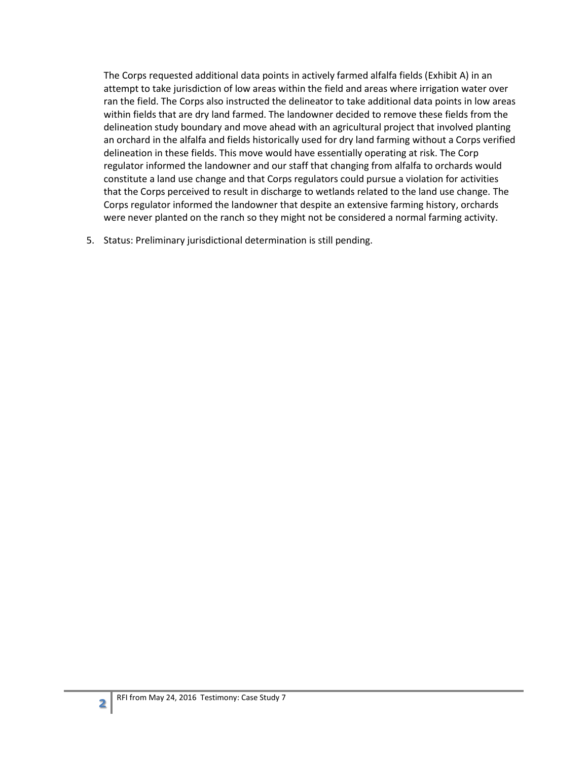The Corps requested additional data points in actively farmed alfalfa fields (Exhibit A) in an attempt to take jurisdiction of low areas within the field and areas where irrigation water over ran the field. The Corps also instructed the delineator to take additional data points in low areas within fields that are dry land farmed. The landowner decided to remove these fields from the delineation study boundary and move ahead with an agricultural project that involved planting an orchard in the alfalfa and fields historically used for dry land farming without a Corps verified delineation in these fields. This move would have essentially operating at risk. The Corp regulator informed the landowner and our staff that changing from alfalfa to orchards would constitute a land use change and that Corps regulators could pursue a violation for activities that the Corps perceived to result in discharge to wetlands related to the land use change. The Corps regulator informed the landowner that despite an extensive farming history, orchards were never planted on the ranch so they might not be considered a normal farming activity.

5. Status: Preliminary jurisdictional determination is still pending.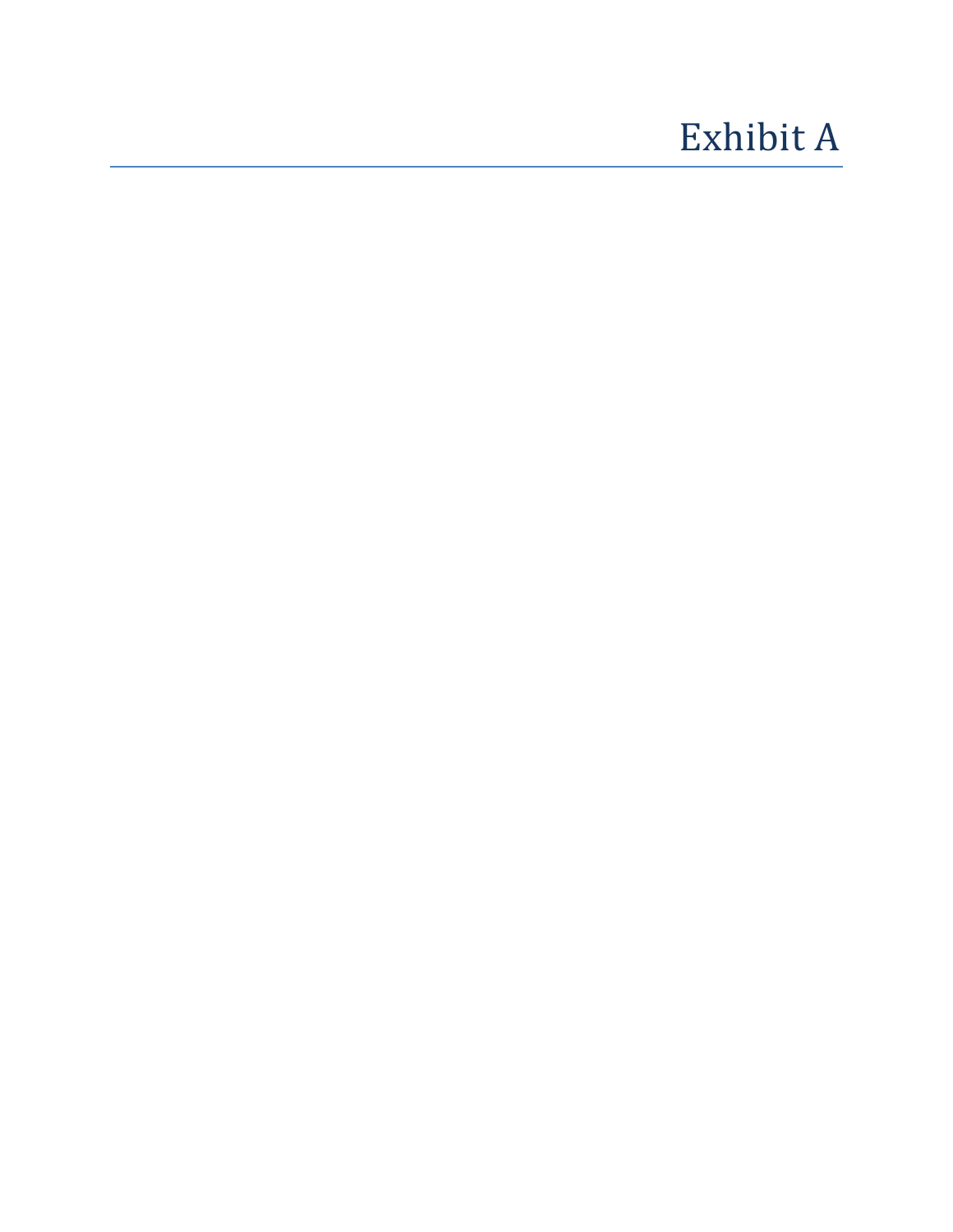# Exhibit A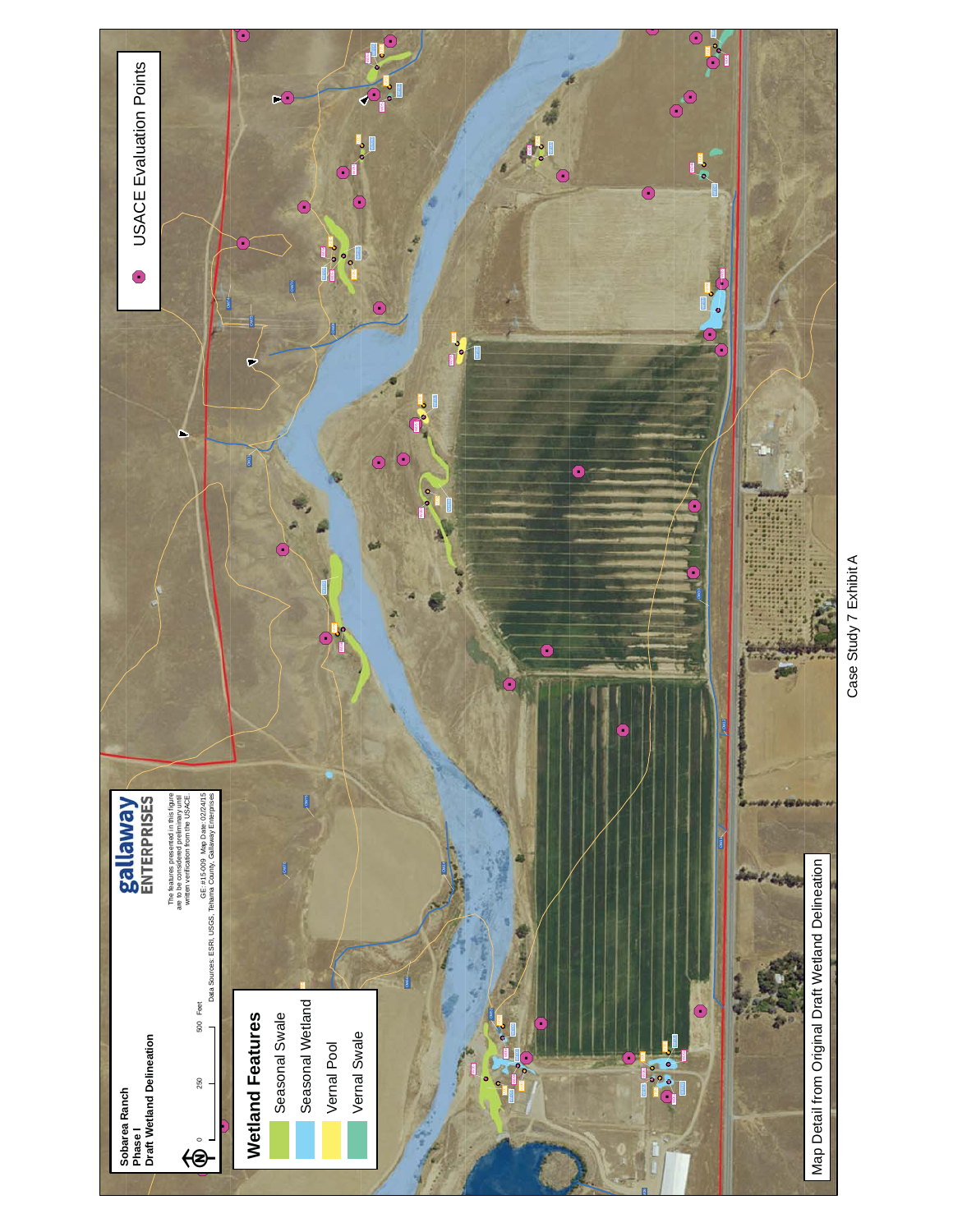Sobarea Ranch
Phase I
Draft Wetland Delineation

0 250 500 Feet

gallaway ENTERPRISES

The features presented in this figure are to be considered preliminary until written verification from the USACE.

GE: #15-009 Map Date: 02/24/15
Data Sources: ESRI, USGS, Tehama County, Gallaway Enterprises

**Wetland Features**

- Seasonal Swale
- Seasonal Wetland
- Vernal Pool
- Vernal Swale

USACE Evaluation Points

Map Detail from Original Draft Wetland Delineation

Case Study 7 Exhibit A